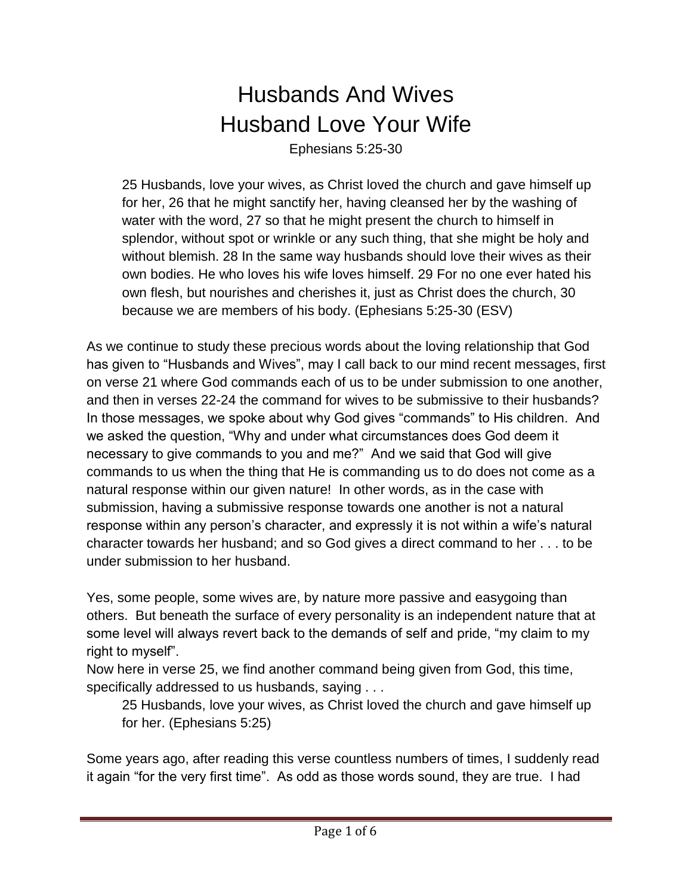# Husbands And Wives
# Husband Love Your Wife

Ephesians 5:25-30

> 25 Husbands, love your wives, as Christ loved the church and gave himself up for her, 26 that he might sanctify her, having cleansed her by the washing of water with the word, 27 so that he might present the church to himself in splendor, without spot or wrinkle or any such thing, that she might be holy and without blemish. 28 In the same way husbands should love their wives as their own bodies. He who loves his wife loves himself. 29 For no one ever hated his own flesh, but nourishes and cherishes it, just as Christ does the church, 30 because we are members of his body. (Ephesians 5:25-30 (ESV)

As we continue to study these precious words about the loving relationship that God has given to "Husbands and Wives", may I call back to our mind recent messages, first on verse 21 where God commands each of us to be under submission to one another, and then in verses 22-24 the command for wives to be submissive to their husbands? In those messages, we spoke about why God gives "commands" to His children. And we asked the question, "Why and under what circumstances does God deem it necessary to give commands to you and me?" And we said that God will give commands to us when the thing that He is commanding us to do does not come as a natural response within our given nature! In other words, as in the case with submission, having a submissive response towards one another is not a natural response within any person's character, and expressly it is not within a wife's natural character towards her husband; and so God gives a direct command to her . . . to be under submission to her husband.

Yes, some people, some wives are, by nature more passive and easygoing than others. But beneath the surface of every personality is an independent nature that at some level will always revert back to the demands of self and pride, "my claim to my right to myself".

Now here in verse 25, we find another command being given from God, this time, specifically addressed to us husbands, saying . . .

> 25 Husbands, love your wives, as Christ loved the church and gave himself up for her. (Ephesians 5:25)

Some years ago, after reading this verse countless numbers of times, I suddenly read it again "for the very first time". As odd as those words sound, they are true. I had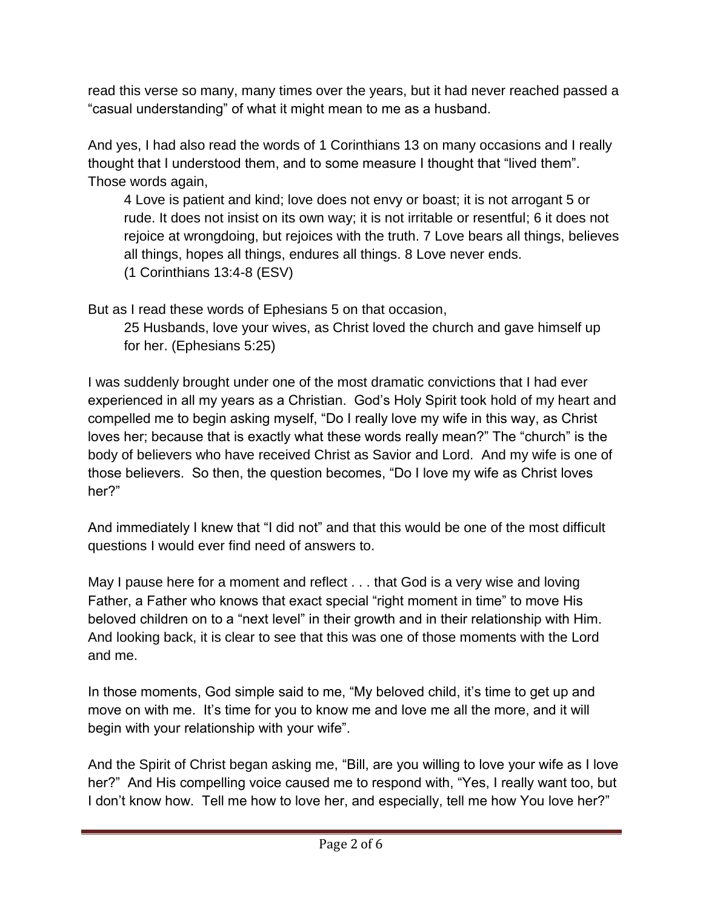read this verse so many, many times over the years, but it had never reached passed a "casual understanding" of what it might mean to me as a husband.

And yes, I had also read the words of 1 Corinthians 13 on many occasions and I really thought that I understood them, and to some measure I thought that "lived them". Those words again,

> 4 Love is patient and kind; love does not envy or boast; it is not arrogant 5 or rude. It does not insist on its own way; it is not irritable or resentful; 6 it does not rejoice at wrongdoing, but rejoices with the truth. 7 Love bears all things, believes all things, hopes all things, endures all things. 8 Love never ends.
> (1 Corinthians 13:4-8 (ESV)

But as I read these words of Ephesians 5 on that occasion,

> 25 Husbands, love your wives, as Christ loved the church and gave himself up for her. (Ephesians 5:25)

I was suddenly brought under one of the most dramatic convictions that I had ever experienced in all my years as a Christian. God's Holy Spirit took hold of my heart and compelled me to begin asking myself, "Do I really love my wife in this way, as Christ loves her; because that is exactly what these words really mean?" The "church" is the body of believers who have received Christ as Savior and Lord. And my wife is one of those believers. So then, the question becomes, "Do I love my wife as Christ loves her?"

And immediately I knew that "I did not" and that this would be one of the most difficult questions I would ever find need of answers to.

May I pause here for a moment and reflect . . . that God is a very wise and loving Father, a Father who knows that exact special "right moment in time" to move His beloved children on to a "next level" in their growth and in their relationship with Him. And looking back, it is clear to see that this was one of those moments with the Lord and me.

In those moments, God simple said to me, "My beloved child, it's time to get up and move on with me. It's time for you to know me and love me all the more, and it will begin with your relationship with your wife".

And the Spirit of Christ began asking me, "Bill, are you willing to love your wife as I love her?" And His compelling voice caused me to respond with, "Yes, I really want too, but I don't know how. Tell me how to love her, and especially, tell me how You love her?"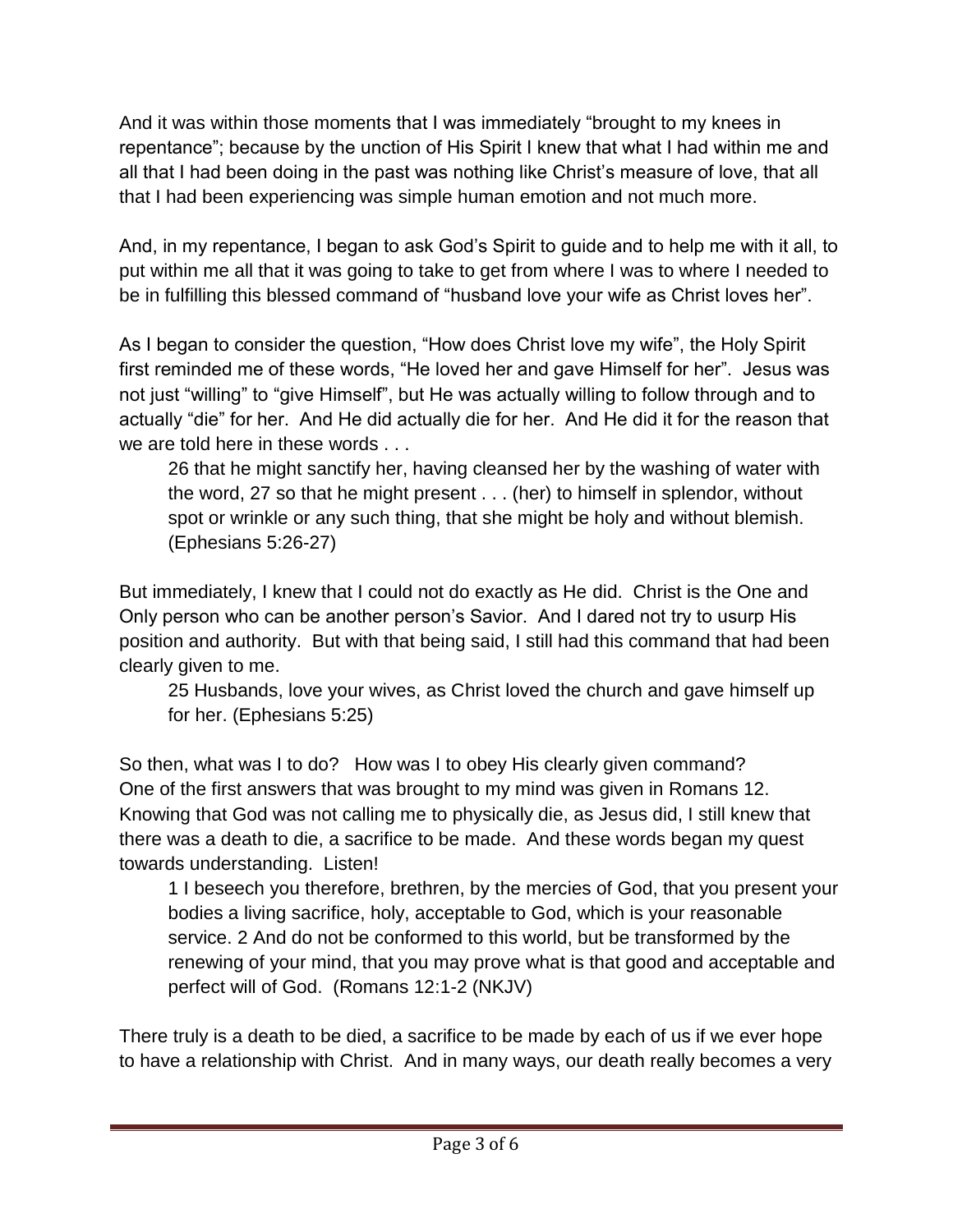And it was within those moments that I was immediately "brought to my knees in repentance"; because by the unction of His Spirit I knew that what I had within me and all that I had been doing in the past was nothing like Christ's measure of love, that all that I had been experiencing was simple human emotion and not much more.

And, in my repentance, I began to ask God's Spirit to guide and to help me with it all, to put within me all that it was going to take to get from where I was to where I needed to be in fulfilling this blessed command of "husband love your wife as Christ loves her".

As I began to consider the question, "How does Christ love my wife", the Holy Spirit first reminded me of these words, "He loved her and gave Himself for her". Jesus was not just "willing" to "give Himself", but He was actually willing to follow through and to actually "die" for her. And He did actually die for her. And He did it for the reason that we are told here in these words . . .

> 26 that he might sanctify her, having cleansed her by the washing of water with the word, 27 so that he might present . . . (her) to himself in splendor, without spot or wrinkle or any such thing, that she might be holy and without blemish. (Ephesians 5:26-27)

But immediately, I knew that I could not do exactly as He did. Christ is the One and Only person who can be another person's Savior. And I dared not try to usurp His position and authority. But with that being said, I still had this command that had been clearly given to me.

> 25 Husbands, love your wives, as Christ loved the church and gave himself up for her. (Ephesians 5:25)

So then, what was I to do? How was I to obey His clearly given command? One of the first answers that was brought to my mind was given in Romans 12. Knowing that God was not calling me to physically die, as Jesus did, I still knew that there was a death to die, a sacrifice to be made. And these words began my quest towards understanding. Listen!

> 1 I beseech you therefore, brethren, by the mercies of God, that you present your bodies a living sacrifice, holy, acceptable to God, which is your reasonable service. 2 And do not be conformed to this world, but be transformed by the renewing of your mind, that you may prove what is that good and acceptable and perfect will of God. (Romans 12:1-2 (NKJV)

There truly is a death to be died, a sacrifice to be made by each of us if we ever hope to have a relationship with Christ. And in many ways, our death really becomes a very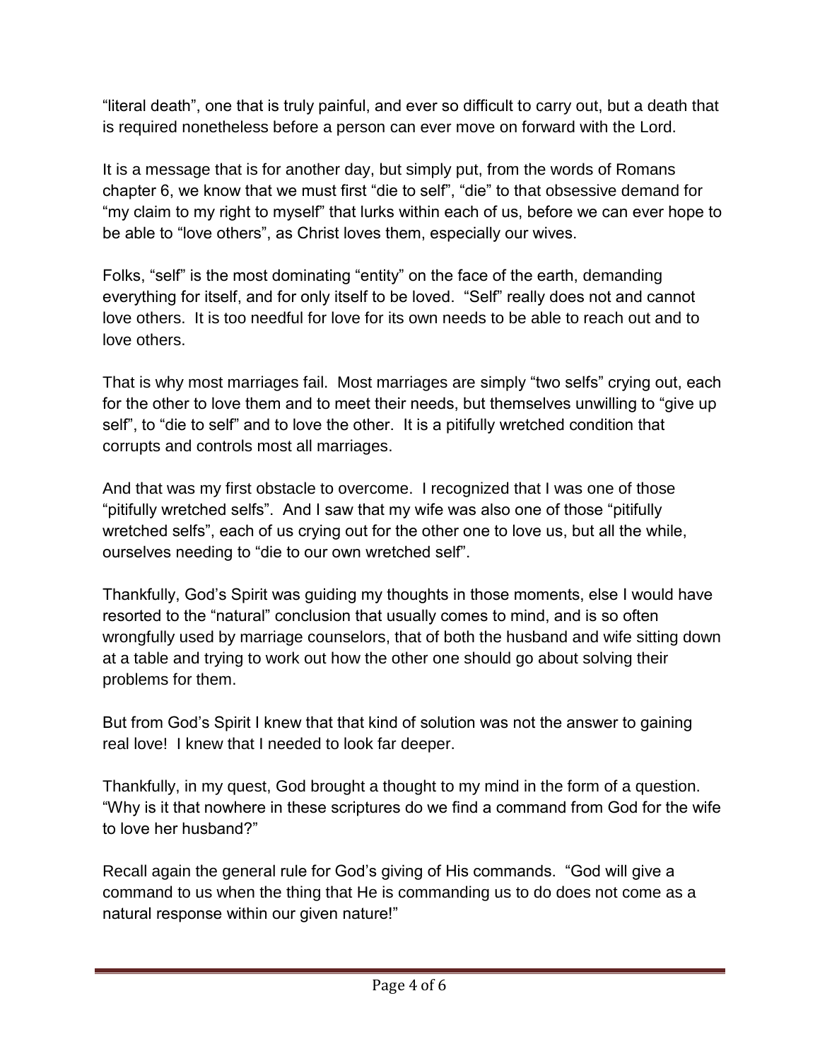"literal death", one that is truly painful, and ever so difficult to carry out, but a death that is required nonetheless before a person can ever move on forward with the Lord.

It is a message that is for another day, but simply put, from the words of Romans chapter 6, we know that we must first "die to self", "die" to that obsessive demand for "my claim to my right to myself" that lurks within each of us, before we can ever hope to be able to "love others", as Christ loves them, especially our wives.

Folks, "self" is the most dominating "entity" on the face of the earth, demanding everything for itself, and for only itself to be loved. "Self" really does not and cannot love others. It is too needful for love for its own needs to be able to reach out and to love others.

That is why most marriages fail. Most marriages are simply "two selfs" crying out, each for the other to love them and to meet their needs, but themselves unwilling to "give up self", to "die to self" and to love the other. It is a pitifully wretched condition that corrupts and controls most all marriages.

And that was my first obstacle to overcome. I recognized that I was one of those "pitifully wretched selfs". And I saw that my wife was also one of those "pitifully wretched selfs", each of us crying out for the other one to love us, but all the while, ourselves needing to "die to our own wretched self".

Thankfully, God's Spirit was guiding my thoughts in those moments, else I would have resorted to the "natural" conclusion that usually comes to mind, and is so often wrongfully used by marriage counselors, that of both the husband and wife sitting down at a table and trying to work out how the other one should go about solving their problems for them.

But from God's Spirit I knew that that kind of solution was not the answer to gaining real love! I knew that I needed to look far deeper.

Thankfully, in my quest, God brought a thought to my mind in the form of a question. "Why is it that nowhere in these scriptures do we find a command from God for the wife to love her husband?"

Recall again the general rule for God's giving of His commands. "God will give a command to us when the thing that He is commanding us to do does not come as a natural response within our given nature!"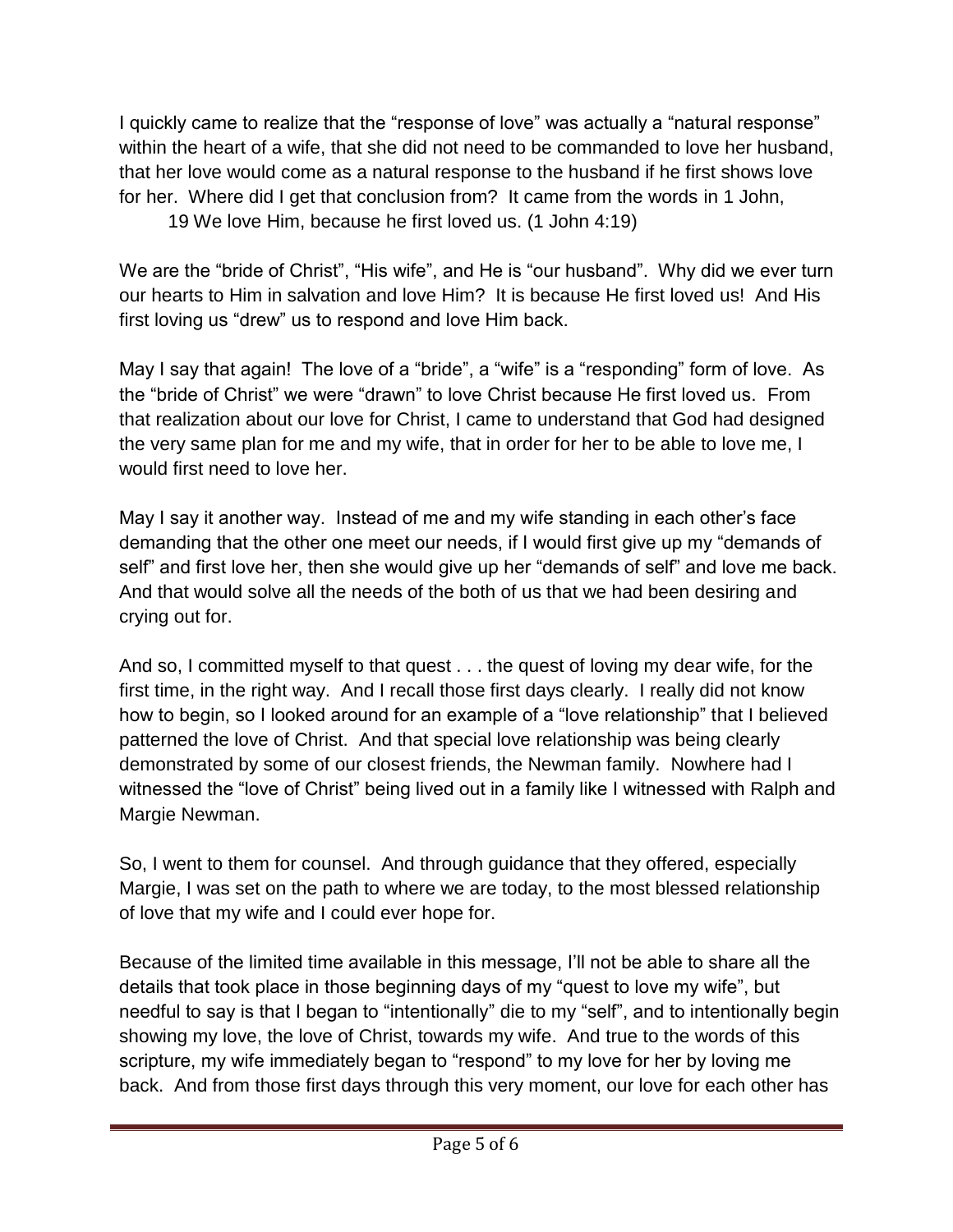I quickly came to realize that the "response of love" was actually a "natural response" within the heart of a wife, that she did not need to be commanded to love her husband, that her love would come as a natural response to the husband if he first shows love for her. Where did I get that conclusion from? It came from the words in 1 John,

> 19 We love Him, because he first loved us. (1 John 4:19)

We are the "bride of Christ", "His wife", and He is "our husband". Why did we ever turn our hearts to Him in salvation and love Him? It is because He first loved us! And His first loving us "drew" us to respond and love Him back.

May I say that again! The love of a "bride", a "wife" is a "responding" form of love. As the "bride of Christ" we were "drawn" to love Christ because He first loved us. From that realization about our love for Christ, I came to understand that God had designed the very same plan for me and my wife, that in order for her to be able to love me, I would first need to love her.

May I say it another way. Instead of me and my wife standing in each other's face demanding that the other one meet our needs, if I would first give up my "demands of self" and first love her, then she would give up her "demands of self" and love me back. And that would solve all the needs of the both of us that we had been desiring and crying out for.

And so, I committed myself to that quest . . . the quest of loving my dear wife, for the first time, in the right way. And I recall those first days clearly. I really did not know how to begin, so I looked around for an example of a "love relationship" that I believed patterned the love of Christ. And that special love relationship was being clearly demonstrated by some of our closest friends, the Newman family. Nowhere had I witnessed the "love of Christ" being lived out in a family like I witnessed with Ralph and Margie Newman.

So, I went to them for counsel. And through guidance that they offered, especially Margie, I was set on the path to where we are today, to the most blessed relationship of love that my wife and I could ever hope for.

Because of the limited time available in this message, I'll not be able to share all the details that took place in those beginning days of my "quest to love my wife", but needful to say is that I began to "intentionally" die to my "self", and to intentionally begin showing my love, the love of Christ, towards my wife. And true to the words of this scripture, my wife immediately began to "respond" to my love for her by loving me back. And from those first days through this very moment, our love for each other has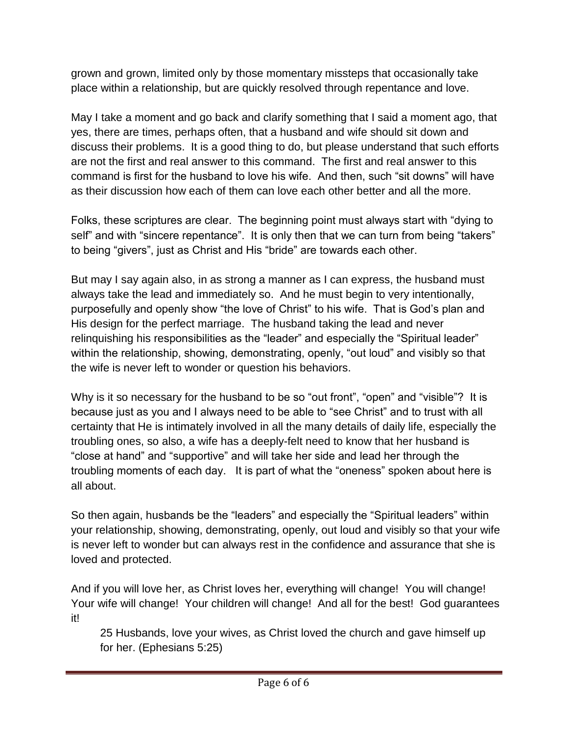grown and grown, limited only by those momentary missteps that occasionally take place within a relationship, but are quickly resolved through repentance and love.

May I take a moment and go back and clarify something that I said a moment ago, that yes, there are times, perhaps often, that a husband and wife should sit down and discuss their problems. It is a good thing to do, but please understand that such efforts are not the first and real answer to this command. The first and real answer to this command is first for the husband to love his wife. And then, such "sit downs" will have as their discussion how each of them can love each other better and all the more.

Folks, these scriptures are clear. The beginning point must always start with "dying to self" and with "sincere repentance". It is only then that we can turn from being "takers" to being "givers", just as Christ and His "bride" are towards each other.

But may I say again also, in as strong a manner as I can express, the husband must always take the lead and immediately so. And he must begin to very intentionally, purposefully and openly show "the love of Christ" to his wife. That is God's plan and His design for the perfect marriage. The husband taking the lead and never relinquishing his responsibilities as the "leader" and especially the "Spiritual leader" within the relationship, showing, demonstrating, openly, "out loud" and visibly so that the wife is never left to wonder or question his behaviors.

Why is it so necessary for the husband to be so "out front", "open" and "visible"? It is because just as you and I always need to be able to "see Christ" and to trust with all certainty that He is intimately involved in all the many details of daily life, especially the troubling ones, so also, a wife has a deeply-felt need to know that her husband is "close at hand" and "supportive" and will take her side and lead her through the troubling moments of each day. It is part of what the "oneness" spoken about here is all about.

So then again, husbands be the "leaders" and especially the "Spiritual leaders" within your relationship, showing, demonstrating, openly, out loud and visibly so that your wife is never left to wonder but can always rest in the confidence and assurance that she is loved and protected.

And if you will love her, as Christ loves her, everything will change! You will change! Your wife will change! Your children will change! And all for the best! God guarantees it!

> 25 Husbands, love your wives, as Christ loved the church and gave himself up for her. (Ephesians 5:25)